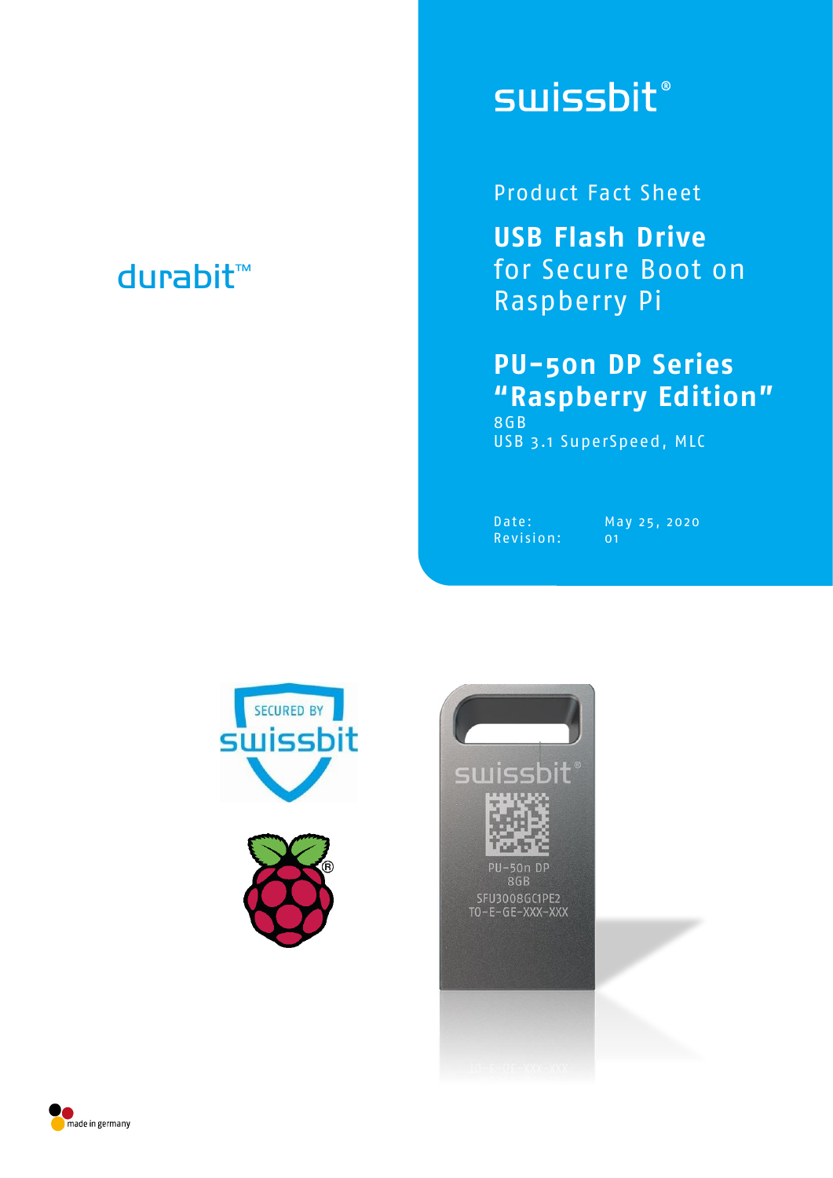durabit™

swissbit®

Product Fact Sheet

# USB Flash Drive
for Secure Boot on Raspberry Pi

## PU-50n DP Series "Raspberry Edition"

8GB
USB 3.1 SuperSpeed, MLC

| | |
|---|---|
| Date: | May 25, 2020 |
| Revision: | 01 |

made in germany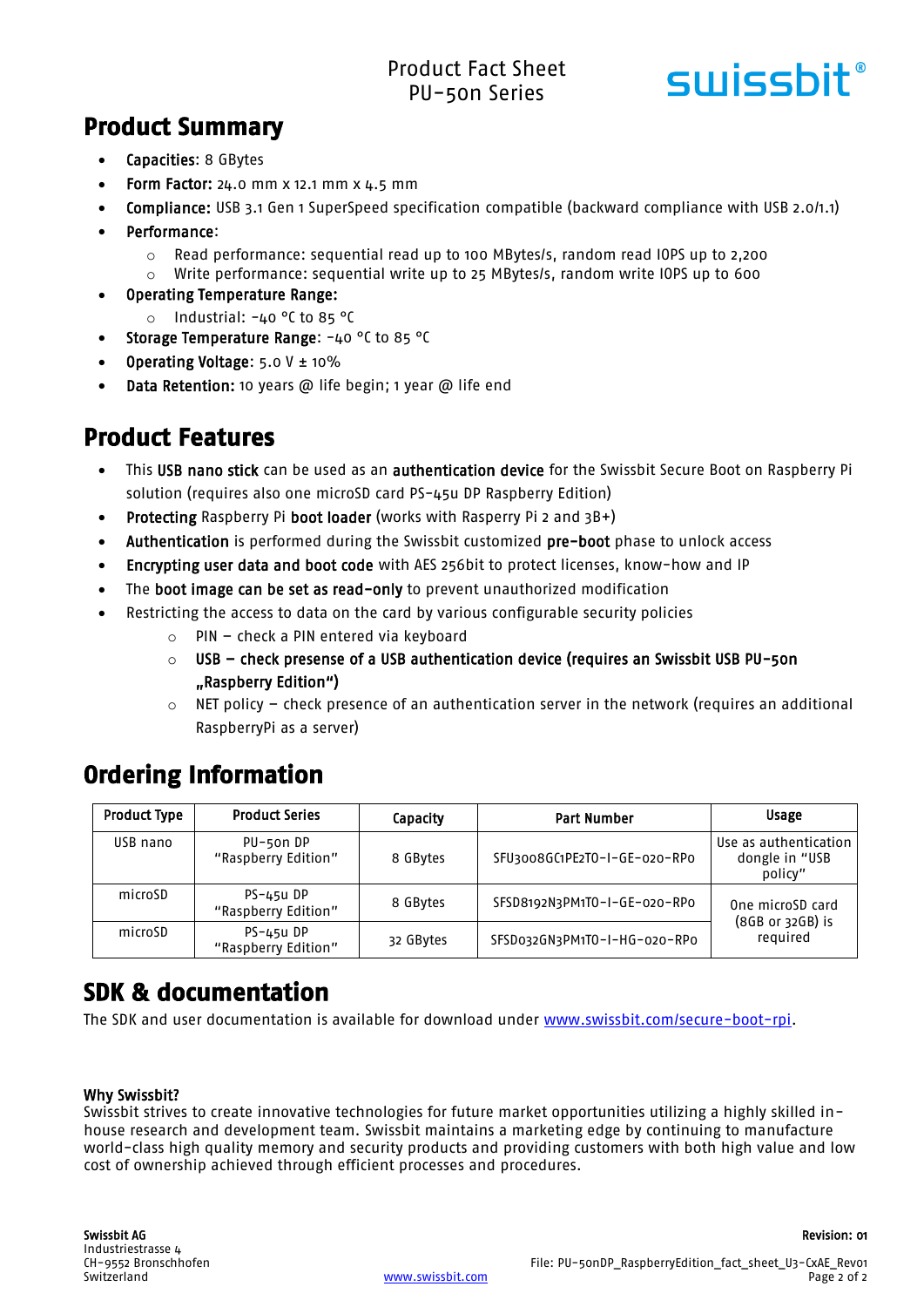Product Fact Sheet
PU-50n Series

## Product Summary

- **Capacities**: 8 GBytes
- **Form Factor:** 24.0 mm x 12.1 mm x 4.5 mm
- **Compliance:** USB 3.1 Gen 1 SuperSpeed specification compatible (backward compliance with USB 2.0/1.1)
- **Performance**:
  - Read performance: sequential read up to 100 MBytes/s, random read IOPS up to 2,200
  - Write performance: sequential write up to 25 MBytes/s, random write IOPS up to 600
- **Operating Temperature Range:**
  - Industrial: -40 °C to 85 °C
- **Storage Temperature Range**: -40 °C to 85 °C
- **Operating Voltage**: 5.0 V ± 10%
- **Data Retention:** 10 years @ life begin; 1 year @ life end

## Product Features

- This **USB nano stick** can be used as an **authentication device** for the Swissbit Secure Boot on Raspberry Pi solution (requires also one microSD card PS-45u DP Raspberry Edition)
- **Protecting** Raspberry Pi **boot loader** (works with Rasperry Pi 2 and 3B+)
- **Authentication** is performed during the Swissbit customized **pre-boot** phase to unlock access
- **Encrypting user data and boot code** with AES 256bit to protect licenses, know-how and IP
- The **boot image can be set as read-only** to prevent unauthorized modification
- Restricting the access to data on the card by various configurable security policies
  - PIN – check a PIN entered via keyboard
  - **USB – check presense of a USB authentication device (requires an Swissbit USB PU-50n „Raspberry Edition")**
  - NET policy – check presence of an authentication server in the network (requires an additional RaspberryPi as a server)

## Ordering Information

| Product Type | Product Series | Capacity | Part Number | Usage |
|---|---|---|---|---|
| USB nano | PU-50n DP "Raspberry Edition" | 8 GBytes | SFU3008GC1PE2TO-I-GE-020-RPo | Use as authentication dongle in "USB policy" |
| microSD | PS-45u DP "Raspberry Edition" | 8 GBytes | SFSD8192N3PM1TO-I-GE-020-RPo | One microSD card (8GB or 32GB) is required |
| microSD | PS-45u DP "Raspberry Edition" | 32 GBytes | SFSD032GN3PM1TO-I-HG-020-RPo | |

## SDK & documentation

The SDK and user documentation is available for download under www.swissbit.com/secure-boot-rpi.

**Why Swissbit?**
Swissbit strives to create innovative technologies for future market opportunities utilizing a highly skilled in-house research and development team. Swissbit maintains a marketing edge by continuing to manufacture world-class high quality memory and security products and providing customers with both high value and low cost of ownership achieved through efficient processes and procedures.

**Swissbit AG**
Industriestrasse 4
CH-9552 Bronschhofen
Switzerland

www.swissbit.com

**Revision: 01**
File: PU-50nDP_RaspberryEdition_fact_sheet_U3-CxAE_Rev01